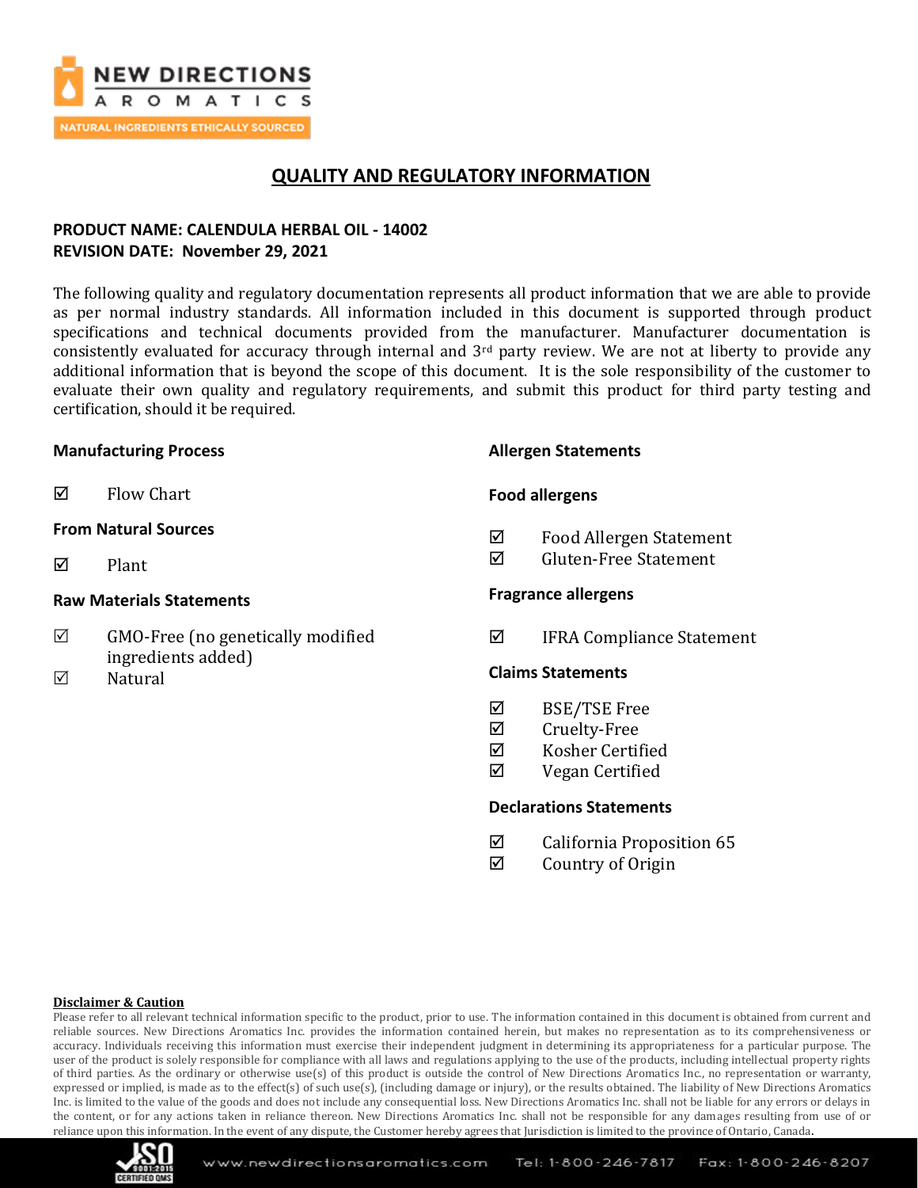# QUALITY AND REGULATORY INFORMATION

**PRODUCT NAME: CALENDULA HERBAL OIL - 14002**
**REVISION DATE: November 29, 2021**

The following quality and regulatory documentation represents all product information that we are able to provide as per normal industry standards. All information included in this document is supported through product specifications and technical documents provided from the manufacturer. Manufacturer documentation is consistently evaluated for accuracy through internal and 3rd party review. We are not at liberty to provide any additional information that is beyond the scope of this document. It is the sole responsibility of the customer to evaluate their own quality and regulatory requirements, and submit this product for third party testing and certification, should it be required.

### Manufacturing Process

- ☑ Flow Chart

### From Natural Sources

- ☑ Plant

### Raw Materials Statements

- ☑ GMO-Free (no genetically modified ingredients added)
- ☑ Natural

### Allergen Statements

#### Food allergens

- ☑ Food Allergen Statement
- ☑ Gluten-Free Statement

#### Fragrance allergens

- ☑ IFRA Compliance Statement

### Claims Statements

- ☑ BSE/TSE Free
- ☑ Cruelty-Free
- ☑ Kosher Certified
- ☑ Vegan Certified

### Declarations Statements

- ☑ California Proposition 65
- ☑ Country of Origin

**Disclaimer & Caution**

Please refer to all relevant technical information specific to the product, prior to use. The information contained in this document is obtained from current and reliable sources. New Directions Aromatics Inc. provides the information contained herein, but makes no representation as to its comprehensiveness or accuracy. Individuals receiving this information must exercise their independent judgment in determining its appropriateness for a particular purpose. The user of the product is solely responsible for compliance with all laws and regulations applying to the use of the products, including intellectual property rights of third parties. As the ordinary or otherwise use(s) of this product is outside the control of New Directions Aromatics Inc., no representation or warranty, expressed or implied, is made as to the effect(s) of such use(s), (including damage or injury), or the results obtained. The liability of New Directions Aromatics Inc. is limited to the value of the goods and does not include any consequential loss. New Directions Aromatics Inc. shall not be liable for any errors or delays in the content, or for any actions taken in reliance thereon. New Directions Aromatics Inc. shall not be responsible for any damages resulting from use of or reliance upon this information. In the event of any dispute, the Customer hereby agrees that Jurisdiction is limited to the province of Ontario, Canada.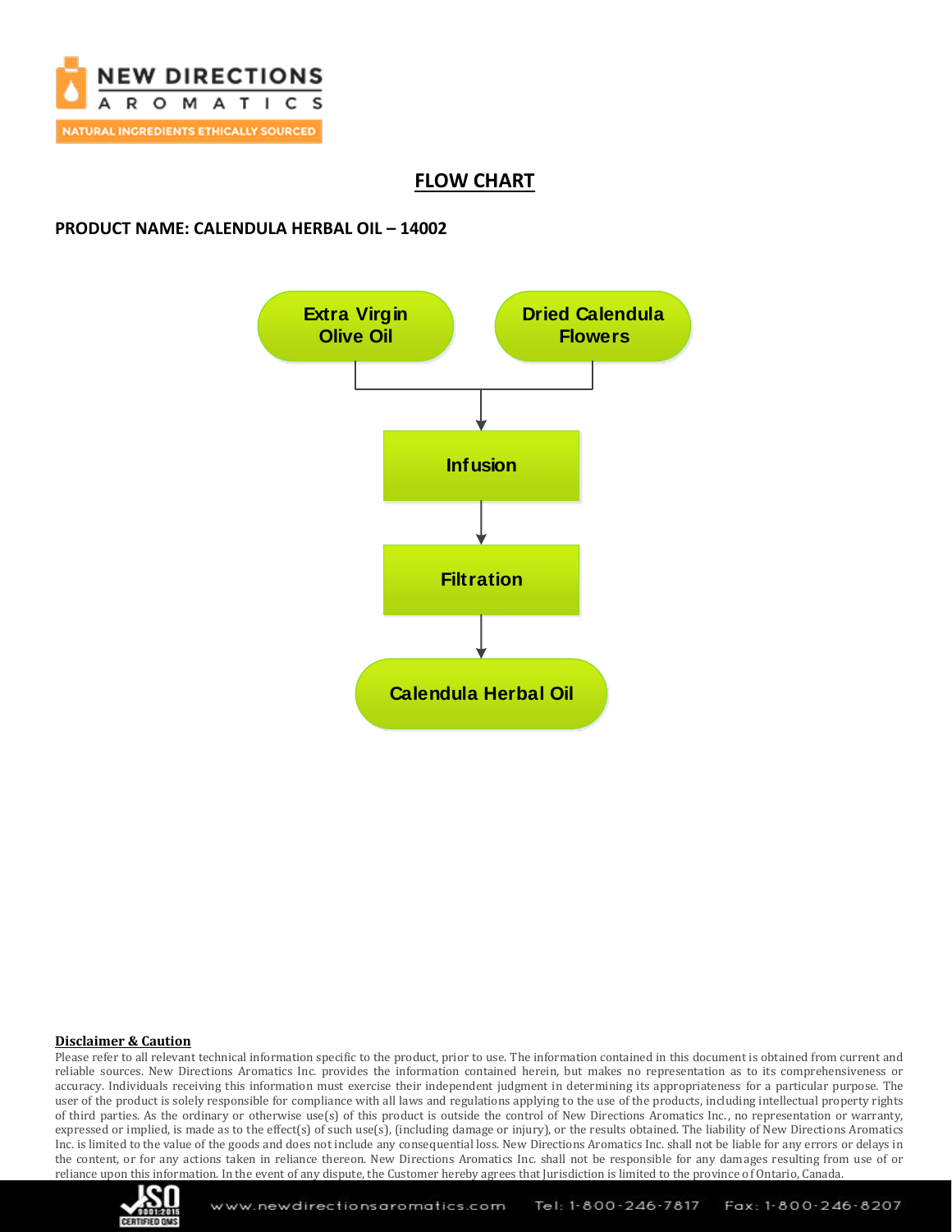## FLOW CHART

**PRODUCT NAME: CALENDULA HERBAL OIL – 14002**

Extra Virgin Olive Oil → Dried Calendula Flowers

↓

Infusion

↓

Filtration

↓

Calendula Herbal Oil

**Disclaimer & Caution**

Please refer to all relevant technical information specific to the product, prior to use. The information contained in this document is obtained from current and reliable sources. New Directions Aromatics Inc. provides the information contained herein, but makes no representation as to its comprehensiveness or accuracy. Individuals receiving this information must exercise their independent judgment in determining its appropriateness for a particular purpose. The user of the product is solely responsible for compliance with all laws and regulations applying to the use of the products, including intellectual property rights of third parties. As the ordinary or otherwise use(s) of this product is outside the control of New Directions Aromatics Inc., no representation or warranty, expressed or implied, is made as to the effect(s) of such use(s), (including damage or injury), or the results obtained. The liability of New Directions Aromatics Inc. is limited to the value of the goods and does not include any consequential loss. New Directions Aromatics Inc. shall not be liable for any errors or delays in the content, or for any actions taken in reliance thereon. New Directions Aromatics Inc. shall not be responsible for any damages resulting from use of or reliance upon this information. In the event of any dispute, the Customer hereby agrees that Jurisdiction is limited to the province of Ontario, Canada.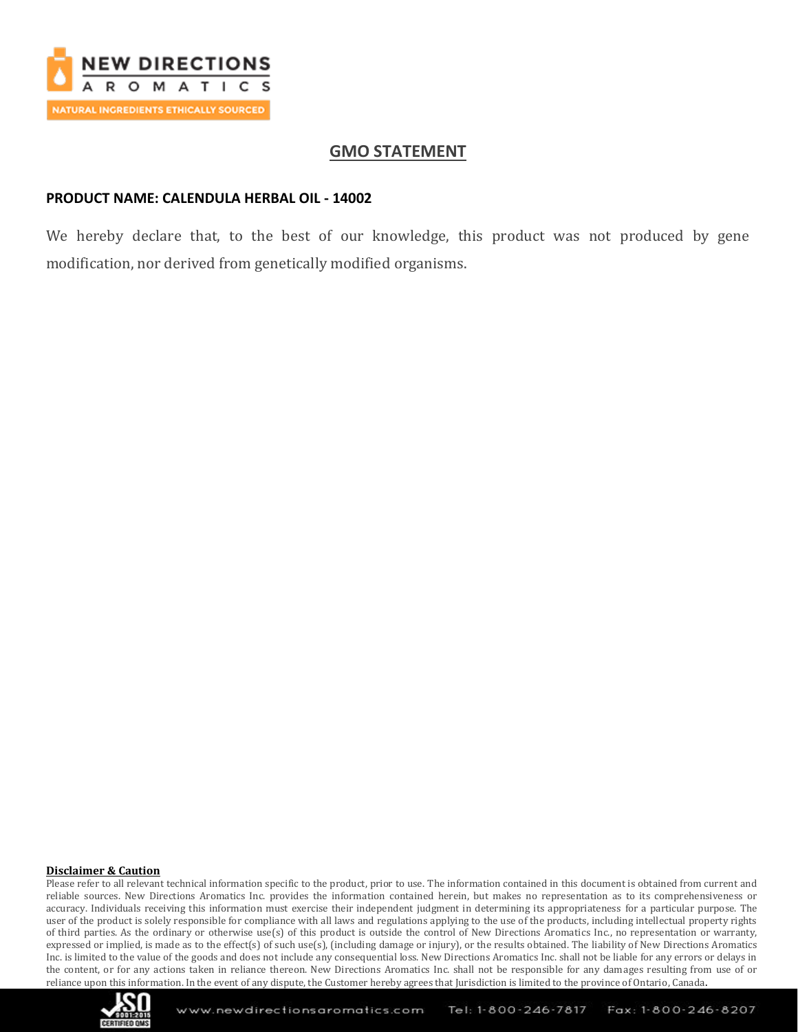# GMO STATEMENT

**PRODUCT NAME: CALENDULA HERBAL OIL - 14002**

We hereby declare that, to the best of our knowledge, this product was not produced by gene modification, nor derived from genetically modified organisms.

**Disclaimer & Caution**

Please refer to all relevant technical information specific to the product, prior to use. The information contained in this document is obtained from current and reliable sources. New Directions Aromatics Inc. provides the information contained herein, but makes no representation as to its comprehensiveness or accuracy. Individuals receiving this information must exercise their independent judgment in determining its appropriateness for a particular purpose. The user of the product is solely responsible for compliance with all laws and regulations applying to the use of the products, including intellectual property rights of third parties. As the ordinary or otherwise use(s) of this product is outside the control of New Directions Aromatics Inc., no representation or warranty, expressed or implied, is made as to the effect(s) of such use(s), (including damage or injury), or the results obtained. The liability of New Directions Aromatics Inc. is limited to the value of the goods and does not include any consequential loss. New Directions Aromatics Inc. shall not be liable for any errors or delays in the content, or for any actions taken in reliance thereon. New Directions Aromatics Inc. shall not be responsible for any damages resulting from use of or reliance upon this information. In the event of any dispute, the Customer hereby agrees that Jurisdiction is limited to the province of Ontario, Canada.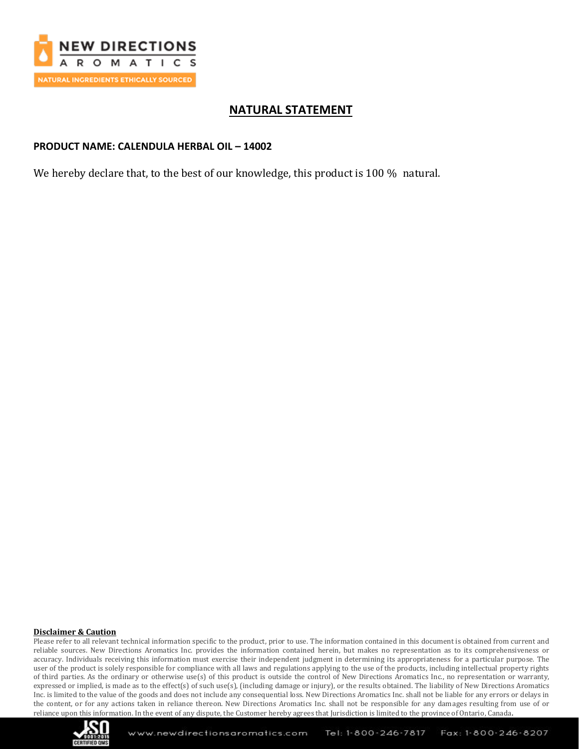# NATURAL STATEMENT

**PRODUCT NAME: CALENDULA HERBAL OIL – 14002**

We hereby declare that, to the best of our knowledge, this product is 100 % natural.

**Disclaimer & Caution**

Please refer to all relevant technical information specific to the product, prior to use. The information contained in this document is obtained from current and reliable sources. New Directions Aromatics Inc. provides the information contained herein, but makes no representation as to its comprehensiveness or accuracy. Individuals receiving this information must exercise their independent judgment in determining its appropriateness for a particular purpose. The user of the product is solely responsible for compliance with all laws and regulations applying to the use of the products, including intellectual property rights of third parties. As the ordinary or otherwise use(s) of this product is outside the control of New Directions Aromatics Inc., no representation or warranty, expressed or implied, is made as to the effect(s) of such use(s), (including damage or injury), or the results obtained. The liability of New Directions Aromatics Inc. is limited to the value of the goods and does not include any consequential loss. New Directions Aromatics Inc. shall not be liable for any errors or delays in the content, or for any actions taken in reliance thereon. New Directions Aromatics Inc. shall not be responsible for any damages resulting from use of or reliance upon this information. In the event of any dispute, the Customer hereby agrees that Jurisdiction is limited to the province of Ontario, Canada.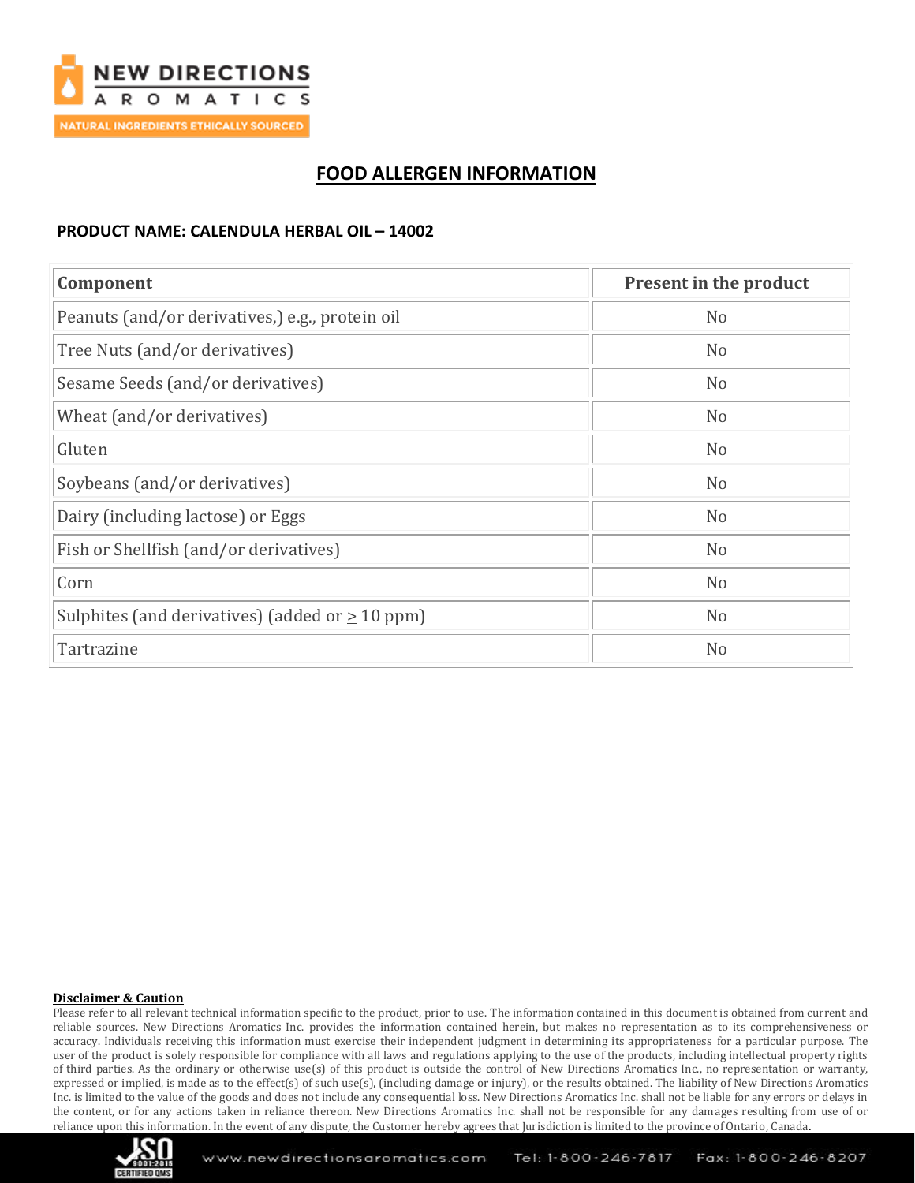# FOOD ALLERGEN INFORMATION

**PRODUCT NAME: CALENDULA HERBAL OIL – 14002**

| Component | Present in the product |
|---|---|
| Peanuts (and/or derivatives,) e.g., protein oil | No |
| Tree Nuts (and/or derivatives) | No |
| Sesame Seeds (and/or derivatives) | No |
| Wheat (and/or derivatives) | No |
| Gluten | No |
| Soybeans (and/or derivatives) | No |
| Dairy (including lactose) or Eggs | No |
| Fish or Shellfish (and/or derivatives) | No |
| Corn | No |
| Sulphites (and derivatives) (added or ≥ 10 ppm) | No |
| Tartrazine | No |

**Disclaimer & Caution**

Please refer to all relevant technical information specific to the product, prior to use. The information contained in this document is obtained from current and reliable sources. New Directions Aromatics Inc. provides the information contained herein, but makes no representation as to its comprehensiveness or accuracy. Individuals receiving this information must exercise their independent judgment in determining its appropriateness for a particular purpose. The user of the product is solely responsible for compliance with all laws and regulations applying to the use of the products, including intellectual property rights of third parties. As the ordinary or otherwise use(s) of this product is outside the control of New Directions Aromatics Inc., no representation or warranty, expressed or implied, is made as to the effect(s) of such use(s), (including damage or injury), or the results obtained. The liability of New Directions Aromatics Inc. is limited to the value of the goods and does not include any consequential loss. New Directions Aromatics Inc. shall not be liable for any errors or delays in the content, or for any actions taken in reliance thereon. New Directions Aromatics Inc. shall not be responsible for any damages resulting from use of or reliance upon this information. In the event of any dispute, the Customer hereby agrees that Jurisdiction is limited to the province of Ontario, Canada.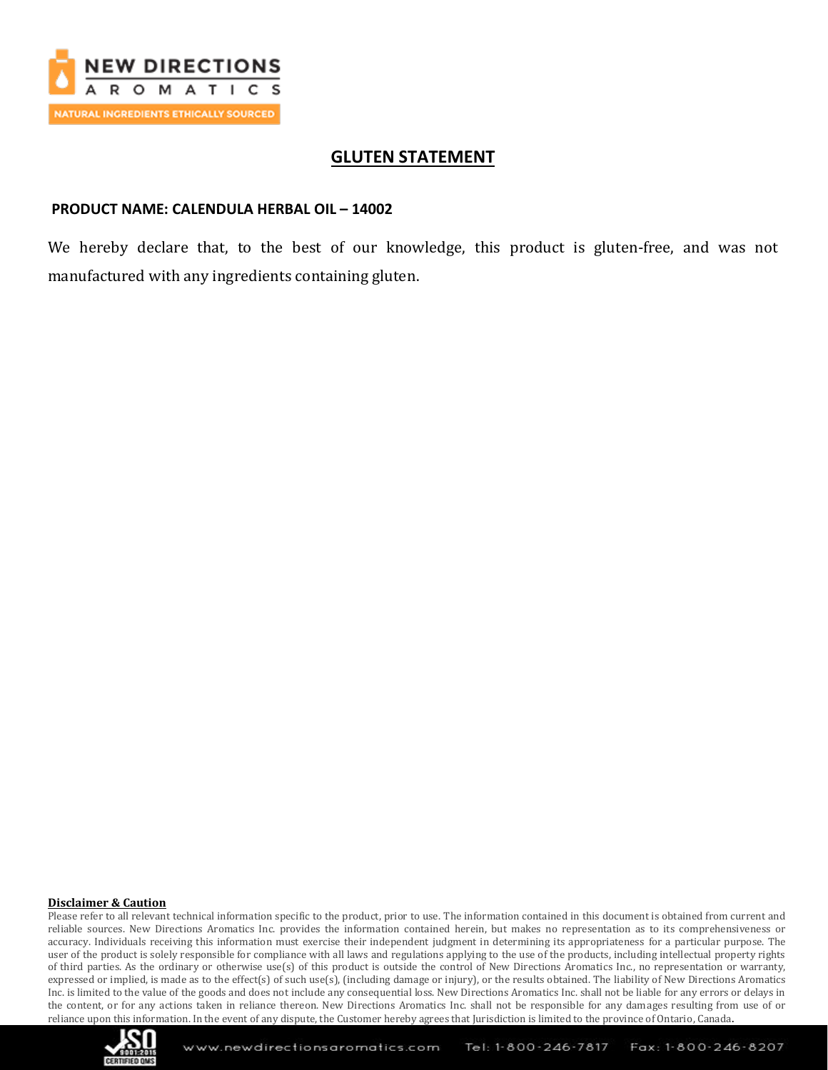# GLUTEN STATEMENT

**PRODUCT NAME: CALENDULA HERBAL OIL – 14002**

We hereby declare that, to the best of our knowledge, this product is gluten-free, and was not manufactured with any ingredients containing gluten.

**Disclaimer & Caution**

Please refer to all relevant technical information specific to the product, prior to use. The information contained in this document is obtained from current and reliable sources. New Directions Aromatics Inc. provides the information contained herein, but makes no representation as to its comprehensiveness or accuracy. Individuals receiving this information must exercise their independent judgment in determining its appropriateness for a particular purpose. The user of the product is solely responsible for compliance with all laws and regulations applying to the use of the products, including intellectual property rights of third parties. As the ordinary or otherwise use(s) of this product is outside the control of New Directions Aromatics Inc., no representation or warranty, expressed or implied, is made as to the effect(s) of such use(s), (including damage or injury), or the results obtained. The liability of New Directions Aromatics Inc. is limited to the value of the goods and does not include any consequential loss. New Directions Aromatics Inc. shall not be liable for any errors or delays in the content, or for any actions taken in reliance thereon. New Directions Aromatics Inc. shall not be responsible for any damages resulting from use of or reliance upon this information. In the event of any dispute, the Customer hereby agrees that Jurisdiction is limited to the province of Ontario, Canada.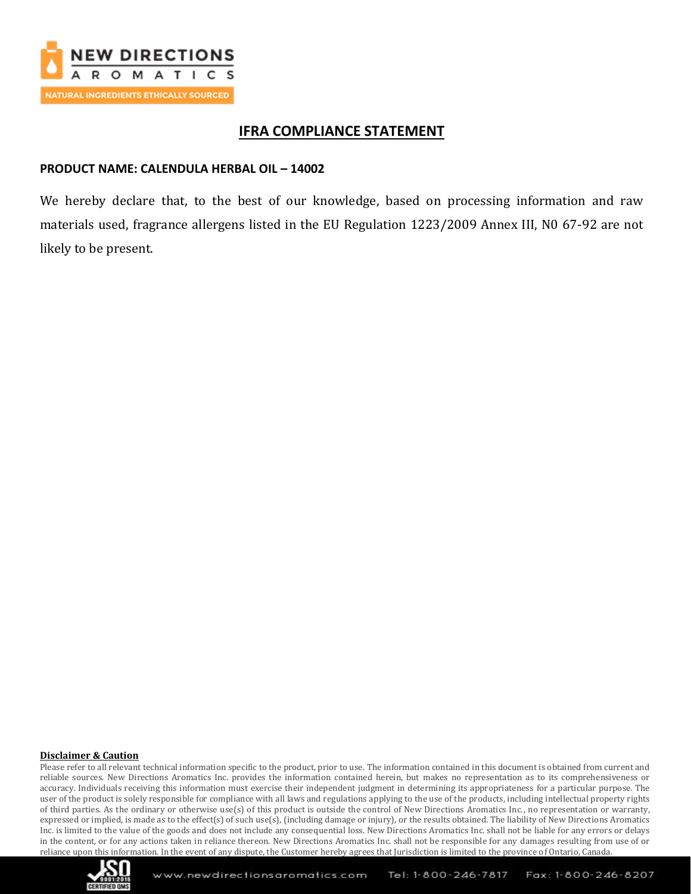# IFRA COMPLIANCE STATEMENT

**PRODUCT NAME: CALENDULA HERBAL OIL – 14002**

We hereby declare that, to the best of our knowledge, based on processing information and raw materials used, fragrance allergens listed in the EU Regulation 1223/2009 Annex III, N0 67-92 are not likely to be present.

**Disclaimer & Caution**

Please refer to all relevant technical information specific to the product, prior to use. The information contained in this document is obtained from current and reliable sources. New Directions Aromatics Inc. provides the information contained herein, but makes no representation as to its comprehensiveness or accuracy. Individuals receiving this information must exercise their independent judgment in determining its appropriateness for a particular purpose. The user of the product is solely responsible for compliance with all laws and regulations applying to the use of the products, including intellectual property rights of third parties. As the ordinary or otherwise use(s) of this product is outside the control of New Directions Aromatics Inc., no representation or warranty, expressed or implied, is made as to the effect(s) of such use(s), (including damage or injury), or the results obtained. The liability of New Directions Aromatics Inc. is limited to the value of the goods and does not include any consequential loss. New Directions Aromatics Inc. shall not be liable for any errors or delays in the content, or for any actions taken in reliance thereon. New Directions Aromatics Inc. shall not be responsible for any damages resulting from use of or reliance upon this information. In the event of any dispute, the Customer hereby agrees that Jurisdiction is limited to the province of Ontario, Canada.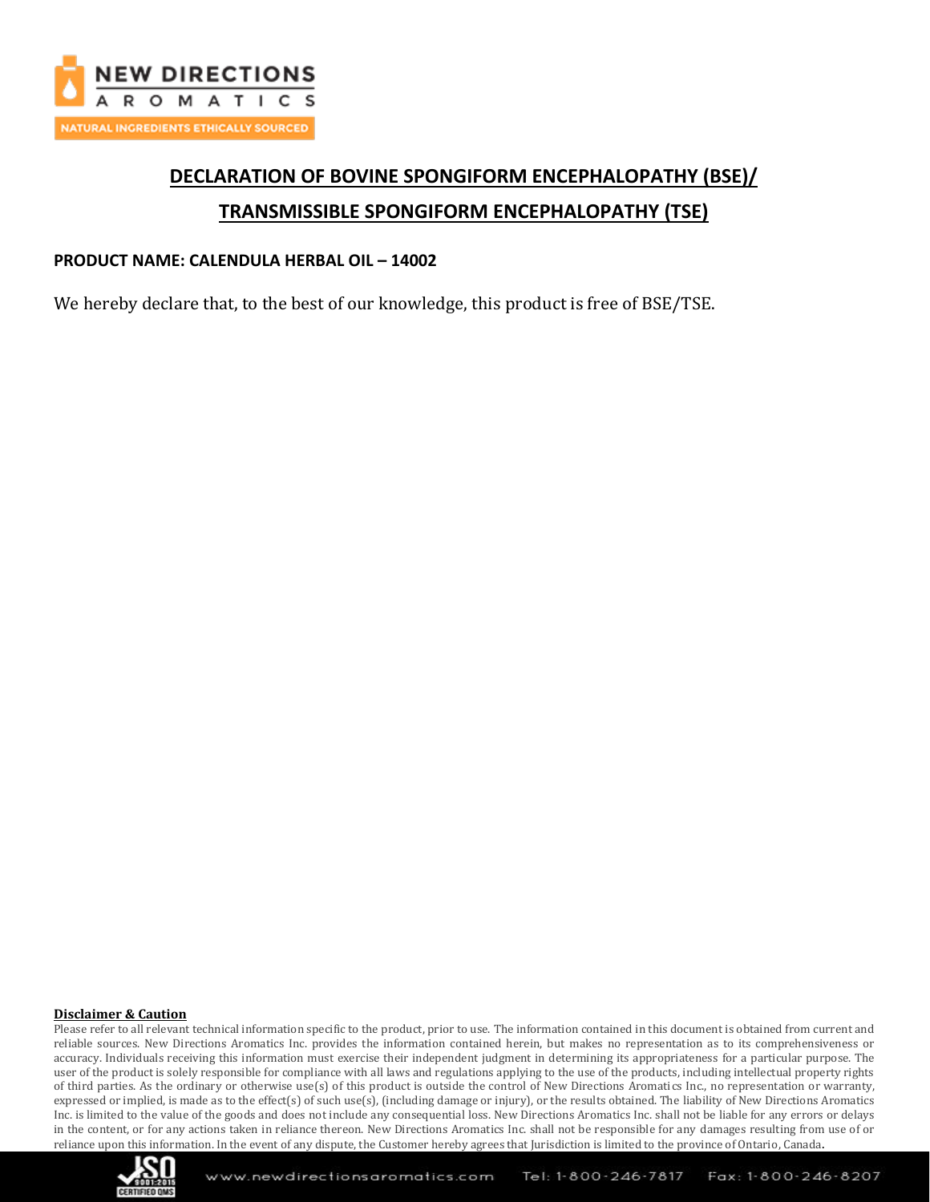# DECLARATION OF BOVINE SPONGIFORM ENCEPHALOPATHY (BSE)/ TRANSMISSIBLE SPONGIFORM ENCEPHALOPATHY (TSE)

**PRODUCT NAME: CALENDULA HERBAL OIL – 14002**

We hereby declare that, to the best of our knowledge, this product is free of BSE/TSE.

**Disclaimer & Caution**

Please refer to all relevant technical information specific to the product, prior to use. The information contained in this document is obtained from current and reliable sources. New Directions Aromatics Inc. provides the information contained herein, but makes no representation as to its comprehensiveness or accuracy. Individuals receiving this information must exercise their independent judgment in determining its appropriateness for a particular purpose. The user of the product is solely responsible for compliance with all laws and regulations applying to the use of the products, including intellectual property rights of third parties. As the ordinary or otherwise use(s) of this product is outside the control of New Directions Aromatics Inc., no representation or warranty, expressed or implied, is made as to the effect(s) of such use(s), (including damage or injury), or the results obtained. The liability of New Directions Aromatics Inc. is limited to the value of the goods and does not include any consequential loss. New Directions Aromatics Inc. shall not be liable for any errors or delays in the content, or for any actions taken in reliance thereon. New Directions Aromatics Inc. shall not be responsible for any damages resulting from use of or reliance upon this information. In the event of any dispute, the Customer hereby agrees that Jurisdiction is limited to the province of Ontario, Canada.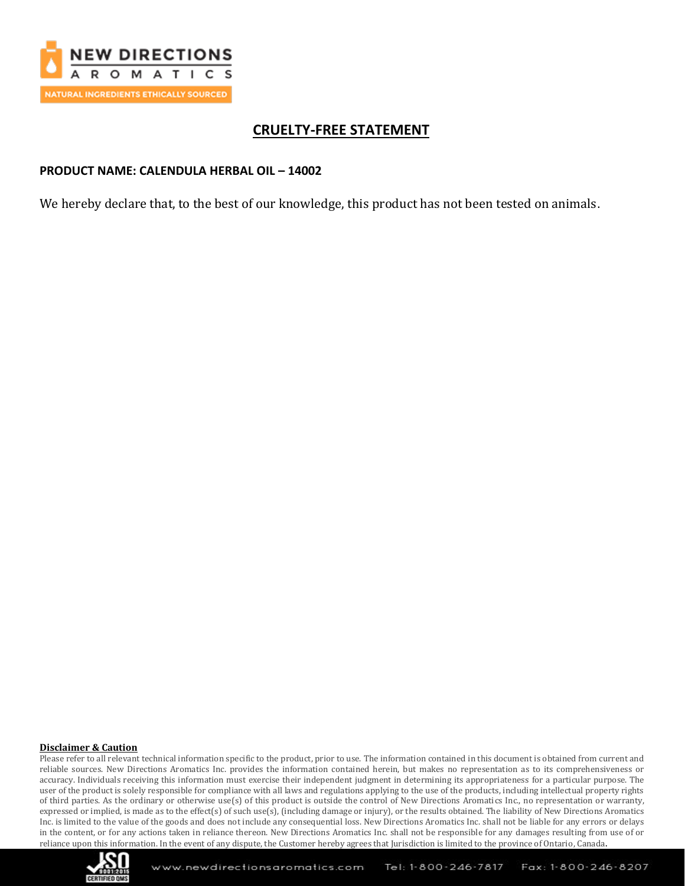# CRUELTY-FREE STATEMENT

**PRODUCT NAME: CALENDULA HERBAL OIL – 14002**

We hereby declare that, to the best of our knowledge, this product has not been tested on animals.

**Disclaimer & Caution**

Please refer to all relevant technical information specific to the product, prior to use. The information contained in this document is obtained from current and reliable sources. New Directions Aromatics Inc. provides the information contained herein, but makes no representation as to its comprehensiveness or accuracy. Individuals receiving this information must exercise their independent judgment in determining its appropriateness for a particular purpose. The user of the product is solely responsible for compliance with all laws and regulations applying to the use of the products, including intellectual property rights of third parties. As the ordinary or otherwise use(s) of this product is outside the control of New Directions Aromatics Inc., no representation or warranty, expressed or implied, is made as to the effect(s) of such use(s), (including damage or injury), or the results obtained. The liability of New Directions Aromatics Inc. is limited to the value of the goods and does not include any consequential loss. New Directions Aromatics Inc. shall not be liable for any errors or delays in the content, or for any actions taken in reliance thereon. New Directions Aromatics Inc. shall not be responsible for any damages resulting from use of or reliance upon this information. In the event of any dispute, the Customer hereby agrees that Jurisdiction is limited to the province of Ontario, Canada.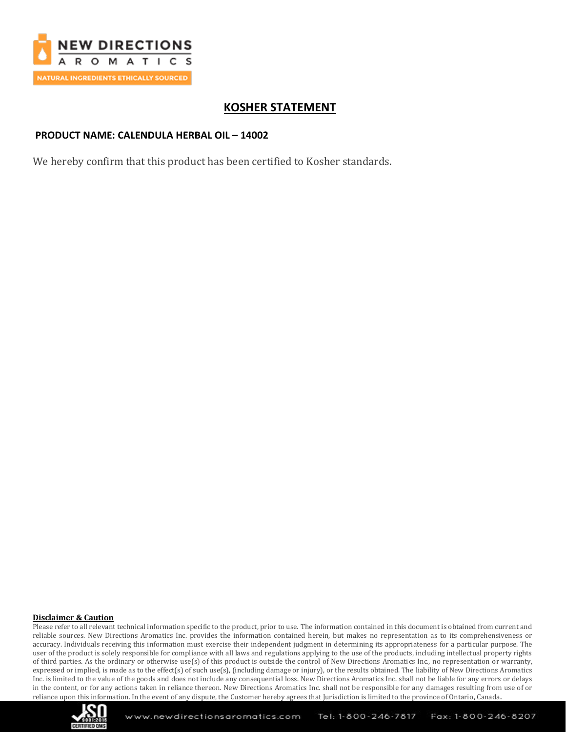# KOSHER STATEMENT

**PRODUCT NAME: CALENDULA HERBAL OIL – 14002**

We hereby confirm that this product has been certified to Kosher standards.

**Disclaimer & Caution**

Please refer to all relevant technical information specific to the product, prior to use. The information contained in this document is obtained from current and reliable sources. New Directions Aromatics Inc. provides the information contained herein, but makes no representation as to its comprehensiveness or accuracy. Individuals receiving this information must exercise their independent judgment in determining its appropriateness for a particular purpose. The user of the product is solely responsible for compliance with all laws and regulations applying to the use of the products, including intellectual property rights of third parties. As the ordinary or otherwise use(s) of this product is outside the control of New Directions Aromatics Inc., no representation or warranty, expressed or implied, is made as to the effect(s) of such use(s), (including damage or injury), or the results obtained. The liability of New Directions Aromatics Inc. is limited to the value of the goods and does not include any consequential loss. New Directions Aromatics Inc. shall not be liable for any errors or delays in the content, or for any actions taken in reliance thereon. New Directions Aromatics Inc. shall not be responsible for any damages resulting from use of or reliance upon this information. In the event of any dispute, the Customer hereby agrees that Jurisdiction is limited to the province of Ontario, Canada.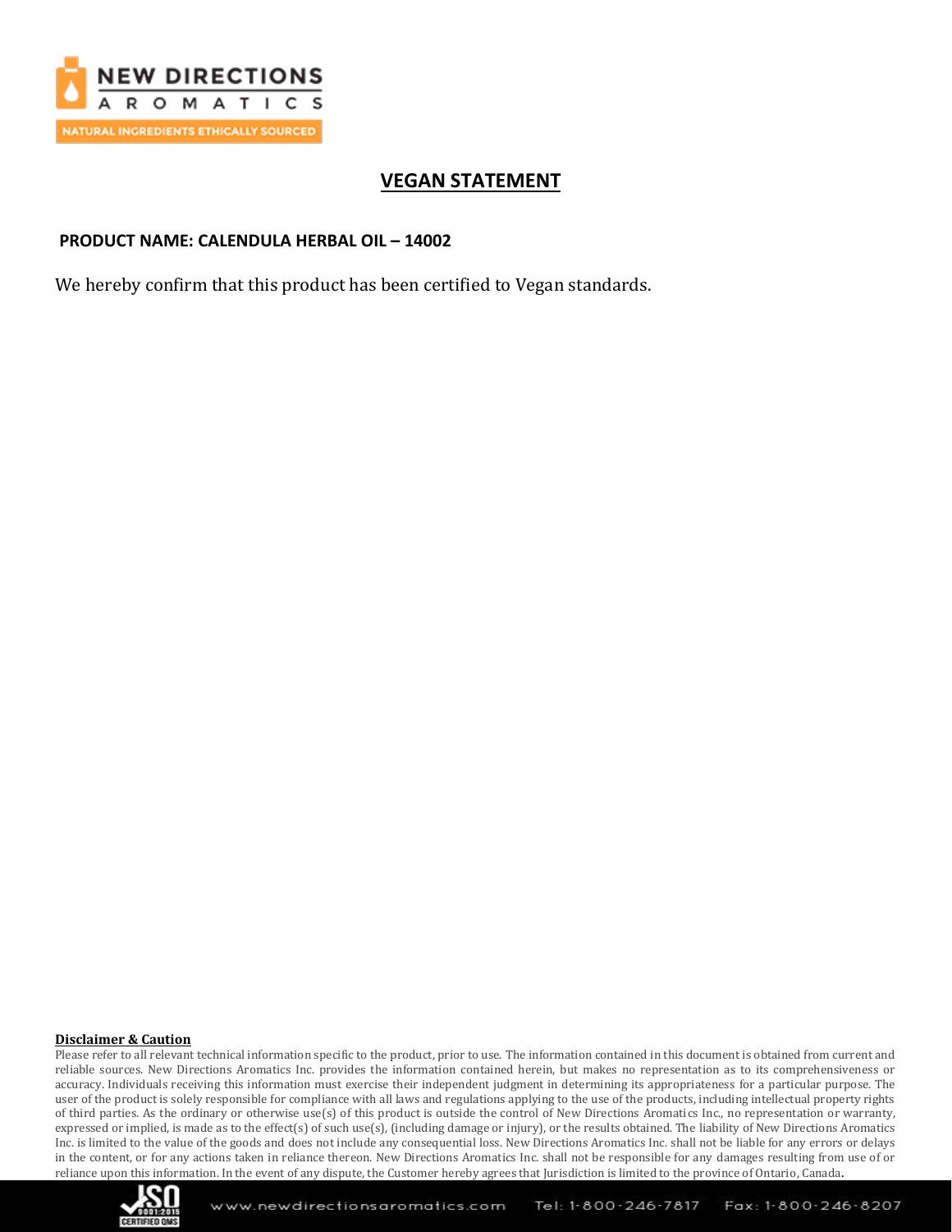# VEGAN STATEMENT

**PRODUCT NAME: CALENDULA HERBAL OIL – 14002**

We hereby confirm that this product has been certified to Vegan standards.

**Disclaimer & Caution**

Please refer to all relevant technical information specific to the product, prior to use. The information contained in this document is obtained from current and reliable sources. New Directions Aromatics Inc. provides the information contained herein, but makes no representation as to its comprehensiveness or accuracy. Individuals receiving this information must exercise their independent judgment in determining its appropriateness for a particular purpose. The user of the product is solely responsible for compliance with all laws and regulations applying to the use of the products, including intellectual property rights of third parties. As the ordinary or otherwise use(s) of this product is outside the control of New Directions Aromatics Inc., no representation or warranty, expressed or implied, is made as to the effect(s) of such use(s), (including damage or injury), or the results obtained. The liability of New Directions Aromatics Inc. is limited to the value of the goods and does not include any consequential loss. New Directions Aromatics Inc. shall not be liable for any errors or delays in the content, or for any actions taken in reliance thereon. New Directions Aromatics Inc. shall not be responsible for any damages resulting from use of or reliance upon this information. In the event of any dispute, the Customer hereby agrees that Jurisdiction is limited to the province of Ontario, Canada.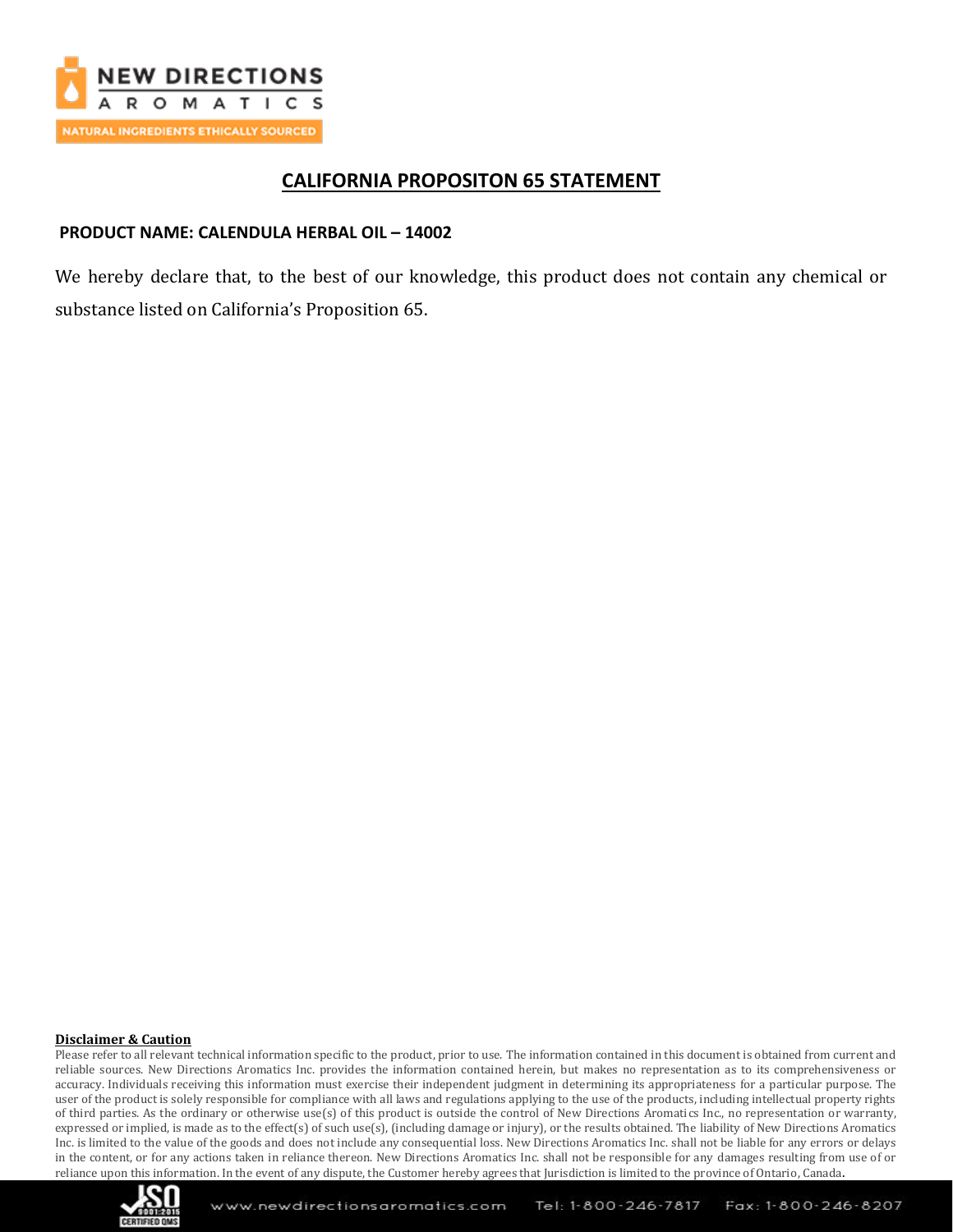## CALIFORNIA PROPOSITON 65 STATEMENT

**PRODUCT NAME: CALENDULA HERBAL OIL – 14002**

We hereby declare that, to the best of our knowledge, this product does not contain any chemical or substance listed on California's Proposition 65.

**Disclaimer & Caution**

Please refer to all relevant technical information specific to the product, prior to use. The information contained in this document is obtained from current and reliable sources. New Directions Aromatics Inc. provides the information contained herein, but makes no representation as to its comprehensiveness or accuracy. Individuals receiving this information must exercise their independent judgment in determining its appropriateness for a particular purpose. The user of the product is solely responsible for compliance with all laws and regulations applying to the use of the products, including intellectual property rights of third parties. As the ordinary or otherwise use(s) of this product is outside the control of New Directions Aromatics Inc., no representation or warranty, expressed or implied, is made as to the effect(s) of such use(s), (including damage or injury), or the results obtained. The liability of New Directions Aromatics Inc. is limited to the value of the goods and does not include any consequential loss. New Directions Aromatics Inc. shall not be liable for any errors or delays in the content, or for any actions taken in reliance thereon. New Directions Aromatics Inc. shall not be responsible for any damages resulting from use of or reliance upon this information. In the event of any dispute, the Customer hereby agrees that Jurisdiction is limited to the province of Ontario, Canada.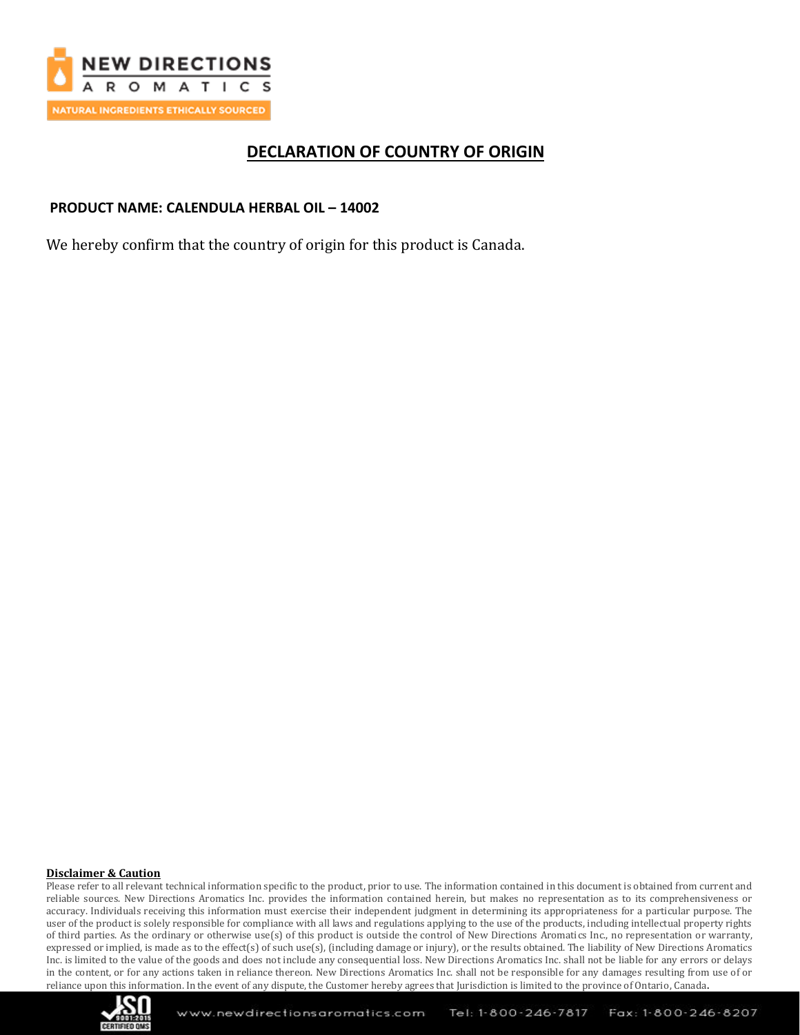# DECLARATION OF COUNTRY OF ORIGIN

**PRODUCT NAME: CALENDULA HERBAL OIL – 14002**

We hereby confirm that the country of origin for this product is Canada.

**Disclaimer & Caution**

Please refer to all relevant technical information specific to the product, prior to use. The information contained in this document is obtained from current and reliable sources. New Directions Aromatics Inc. provides the information contained herein, but makes no representation as to its comprehensiveness or accuracy. Individuals receiving this information must exercise their independent judgment in determining its appropriateness for a particular purpose. The user of the product is solely responsible for compliance with all laws and regulations applying to the use of the products, including intellectual property rights of third parties. As the ordinary or otherwise use(s) of this product is outside the control of New Directions Aromatics Inc., no representation or warranty, expressed or implied, is made as to the effect(s) of such use(s), (including damage or injury), or the results obtained. The liability of New Directions Aromatics Inc. is limited to the value of the goods and does not include any consequential loss. New Directions Aromatics Inc. shall not be liable for any errors or delays in the content, or for any actions taken in reliance thereon. New Directions Aromatics Inc. shall not be responsible for any damages resulting from use of or reliance upon this information. In the event of any dispute, the Customer hereby agrees that Jurisdiction is limited to the province of Ontario, Canada.